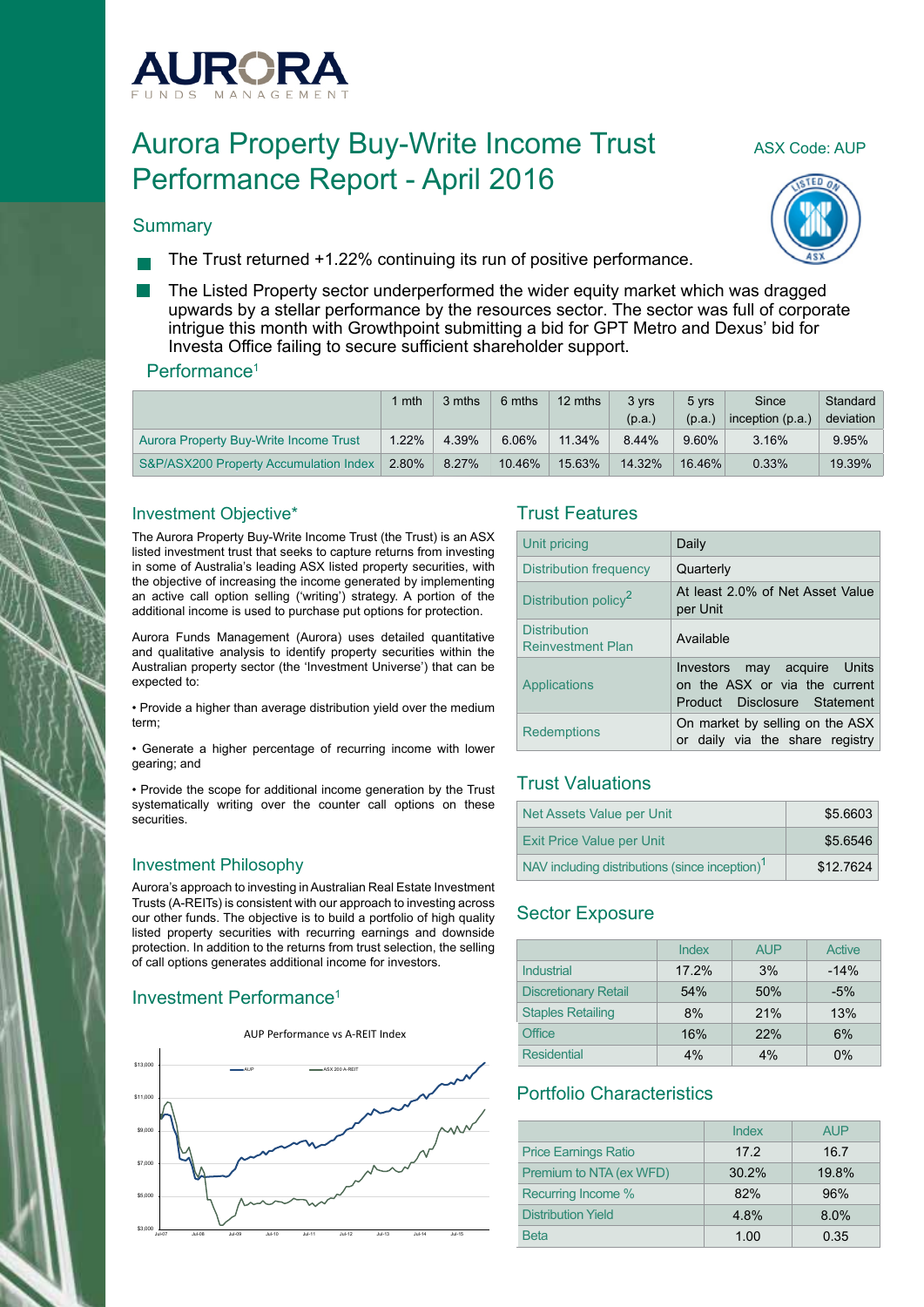# Aurora Property Buy-Write Income Trust Performance Report - April 2016

ASX Code: AUP

## Summary

- The Trust returned +1.22% continuing its run of positive performance.
- The Listed Property sector underperformed the wider equity market which was dragged upwards by a stellar performance by the resources sector. The sector was full of corporate intrigue this month with Growthpoint submitting a bid for GPT Metro and Dexus' bid for Investa Office failing to secure sufficient shareholder support.

## Performance[1]

| | 1 mth | 3 mths | 6 mths | 12 mths | 3 yrs (p.a.) | 5 yrs (p.a.) | Since inception (p.a.) | Standard deviation |
|---|---|---|---|---|---|---|---|---|
| Aurora Property Buy-Write Income Trust | 1.22% | 4.39% | 6.06% | 11.34% | 8.44% | 9.60% | 3.16% | 9.95% |
| S&P/ASX200 Property Accumulation Index | 2.80% | 8.27% | 10.46% | 15.63% | 14.32% | 16.46% | 0.33% | 19.39% |

## Investment Objective*

The Aurora Property Buy-Write Income Trust (the Trust) is an ASX listed investment trust that seeks to capture returns from investing in some of Australia's leading ASX listed property securities, with the objective of increasing the income generated by implementing an active call option selling ('writing') strategy. A portion of the additional income is used to purchase put options for protection.

Aurora Funds Management (Aurora) uses detailed quantitative and qualitative analysis to identify property securities within the Australian property sector (the 'Investment Universe') that can be expected to:

- Provide a higher than average distribution yield over the medium term;
- Generate a higher percentage of recurring income with lower gearing; and
- Provide the scope for additional income generation by the Trust systematically writing over the counter call options on these securities.

## Investment Philosophy

Aurora's approach to investing in Australian Real Estate Investment Trusts (A-REITs) is consistent with our approach to investing across our other funds. The objective is to build a portfolio of high quality listed property securities with recurring earnings and downside protection. In addition to the returns from trust selection, the selling of call options generates additional income for investors.

## Investment Performance[1]

AUP Performance vs A-REIT Index

## Trust Features

| | |
|---|---|
| Unit pricing | Daily |
| Distribution frequency | Quarterly |
| Distribution policy[2] | At least 2.0% of Net Asset Value per Unit |
| Distribution Reinvestment Plan | Available |
| Applications | Investors may acquire Units on the ASX or via the current Product Disclosure Statement |
| Redemptions | On market by selling on the ASX or daily via the share registry |

## Trust Valuations

| | |
|---|---|
| Net Assets Value per Unit | $5.6603 |
| Exit Price Value per Unit | $5.6546 |
| NAV including distributions (since inception)[1] | $12.7624 |

## Sector Exposure

| | Index | AUP | Active |
|---|---|---|---|
| Industrial | 17.2% | 3% | -14% |
| Discretionary Retail | 54% | 50% | -5% |
| Staples Retailing | 8% | 21% | 13% |
| Office | 16% | 22% | 6% |
| Residential | 4% | 4% | 0% |

## Portfolio Characteristics

| | Index | AUP |
|---|---|---|
| Price Earnings Ratio | 17.2 | 16.7 |
| Premium to NTA (ex WFD) | 30.2% | 19.8% |
| Recurring Income % | 82% | 96% |
| Distribution Yield | 4.8% | 8.0% |
| Beta | 1.00 | 0.35 |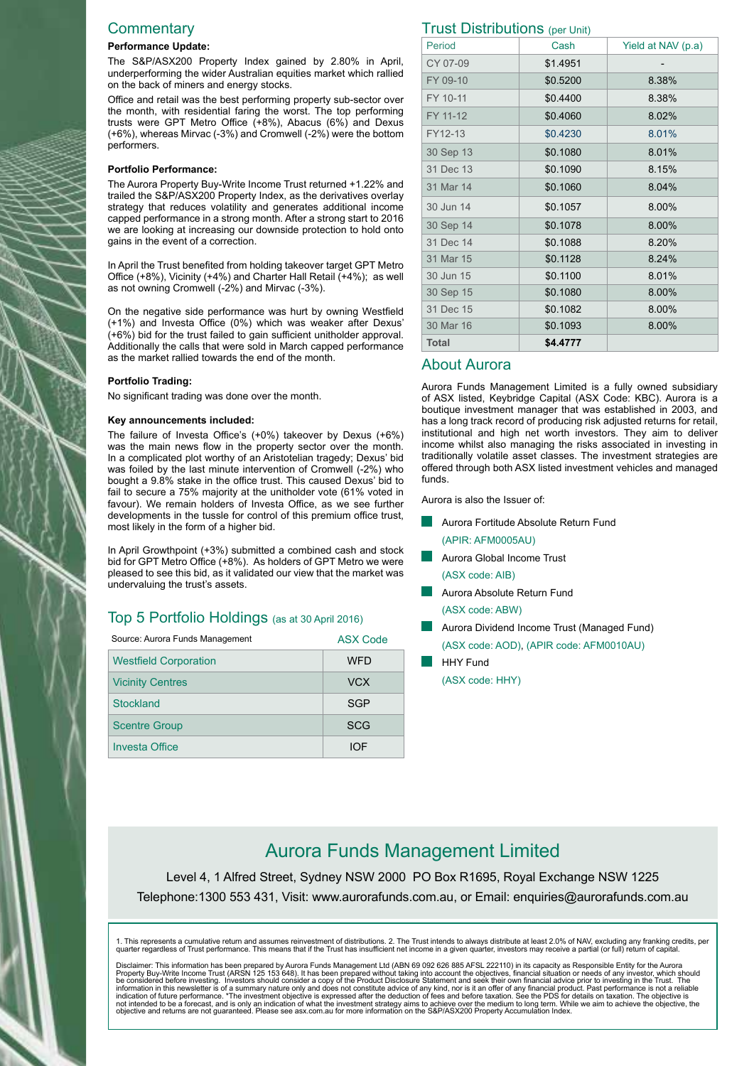## Commentary

**Performance Update:**

The S&P/ASX200 Property Index gained by 2.80% in April, underperforming the wider Australian equities market which rallied on the back of miners and energy stocks.

Office and retail was the best performing property sub-sector over the month, with residential faring the worst. The top performing trusts were GPT Metro Office (+8%), Abacus (6%) and Dexus (+6%), whereas Mirvac (-3%) and Cromwell (-2%) were the bottom performers.

**Portfolio Performance:**

The Aurora Property Buy-Write Income Trust returned +1.22% and trailed the S&P/ASX200 Property Index, as the derivatives overlay strategy that reduces volatility and generates additional income capped performance in a strong month. After a strong start to 2016 we are looking at increasing our downside protection to hold onto gains in the event of a correction.

In April the Trust benefited from holding takeover target GPT Metro Office (+8%), Vicinity (+4%) and Charter Hall Retail (+4%); as well as not owning Cromwell (-2%) and Mirvac (-3%).

On the negative side performance was hurt by owning Westfield (+1%) and Investa Office (0%) which was weaker after Dexus' (+6%) bid for the trust failed to gain sufficient unitholder approval. Additionally the calls that were sold in March capped performance as the market rallied towards the end of the month.

**Portfolio Trading:**

No significant trading was done over the month.

**Key announcements included:**

The failure of Investa Office's (+0%) takeover by Dexus (+6%) was the main news flow in the property sector over the month. In a complicated plot worthy of an Aristotelian tragedy; Dexus' bid was foiled by the last minute intervention of Cromwell (-2%) who bought a 9.8% stake in the office trust. This caused Dexus' bid to fail to secure a 75% majority at the unitholder vote (61% voted in favour). We remain holders of Investa Office, as we see further developments in the tussle for control of this premium office trust, most likely in the form of a higher bid.

In April Growthpoint (+3%) submitted a combined cash and stock bid for GPT Metro Office (+8%). As holders of GPT Metro we were pleased to see this bid, as it validated our view that the market was undervaluing the trust's assets.

## Top 5 Portfolio Holdings (as at 30 April 2016)

| Source: Aurora Funds Management | ASX Code |
|---|---|
| Westfield Corporation | WFD |
| Vicinity Centres | VCX |
| Stockland | SGP |
| Scentre Group | SCG |
| Investa Office | IOF |

## Trust Distributions (per Unit)

| Period | Cash | Yield at NAV (p.a) |
|---|---|---|
| CY 07-09 | $1.4951 | - |
| FY 09-10 | $0.5200 | 8.38% |
| FY 10-11 | $0.4400 | 8.38% |
| FY 11-12 | $0.4060 | 8.02% |
| FY12-13 | $0.4230 | 8.01% |
| 30 Sep 13 | $0.1080 | 8.01% |
| 31 Dec 13 | $0.1090 | 8.15% |
| 31 Mar 14 | $0.1060 | 8.04% |
| 30 Jun 14 | $0.1057 | 8.00% |
| 30 Sep 14 | $0.1078 | 8.00% |
| 31 Dec 14 | $0.1088 | 8.20% |
| 31 Mar 15 | $0.1128 | 8.24% |
| 30 Jun 15 | $0.1100 | 8.01% |
| 30 Sep 15 | $0.1080 | 8.00% |
| 31 Dec 15 | $0.1082 | 8.00% |
| 30 Mar 16 | $0.1093 | 8.00% |
| **Total** | **$4.4777** | |

## About Aurora

Aurora Funds Management Limited is a fully owned subsidiary of ASX listed, Keybridge Capital (ASX Code: KBC). Aurora is a boutique investment manager that was established in 2003, and has a long track record of producing risk adjusted returns for retail, institutional and high net worth investors. They aim to deliver income whilst also managing the risks associated in investing in traditionally volatile asset classes. The investment strategies are offered through both ASX listed investment vehicles and managed funds.

Aurora is also the Issuer of:

- Aurora Fortitude Absolute Return Fund (APIR: AFM0005AU)
- Aurora Global Income Trust (ASX code: AIB)
- Aurora Absolute Return Fund (ASX code: ABW)
- Aurora Dividend Income Trust (Managed Fund) (ASX code: AOD), (APIR code: AFM0010AU)
- HHY Fund (ASX code: HHY)

## Aurora Funds Management Limited

Level 4, 1 Alfred Street, Sydney NSW 2000 PO Box R1695, Royal Exchange NSW 1225

Telephone:1300 553 431, Visit: www.aurorafunds.com.au, or Email: enquiries@aurorafunds.com.au

1. This represents a cumulative return and assumes reinvestment of distributions. 2. The Trust intends to always distribute at least 2.0% of NAV, excluding any franking credits, per quarter regardless of Trust performance. This means that if the Trust has insufficient net income in a given quarter, investors may receive a partial (or full) return of capital.

Disclaimer: This information has been prepared by Aurora Funds Management Ltd (ABN 69 092 626 885 AFSL 222110) in its capacity as Responsible Entity for the Aurora Property Buy-Write Income Trust (ARSN 125 153 648). It has been prepared without taking into account the objectives, financial situation or needs of any investor, which should be considered before investing. Investors should consider a copy of the Product Disclosure Statement and seek their own financial advice prior to investing in the Trust. The information in this newsletter is of a summary nature only and does not constitute advice of any kind, nor is it an offer of any financial product. Past performance is not a reliable indication of future performance. *The investment objective is expressed after the deduction of fees and before taxation. See the PDS for details on taxation. The objective is not intended to be a forecast, and is only an indication of what the investment strategy aims to achieve over the medium to long term. While we aim to achieve the objective, the objective and returns are not guaranteed. Please see asx.com.au for more information on the S&P/ASX200 Property Accumulation Index.